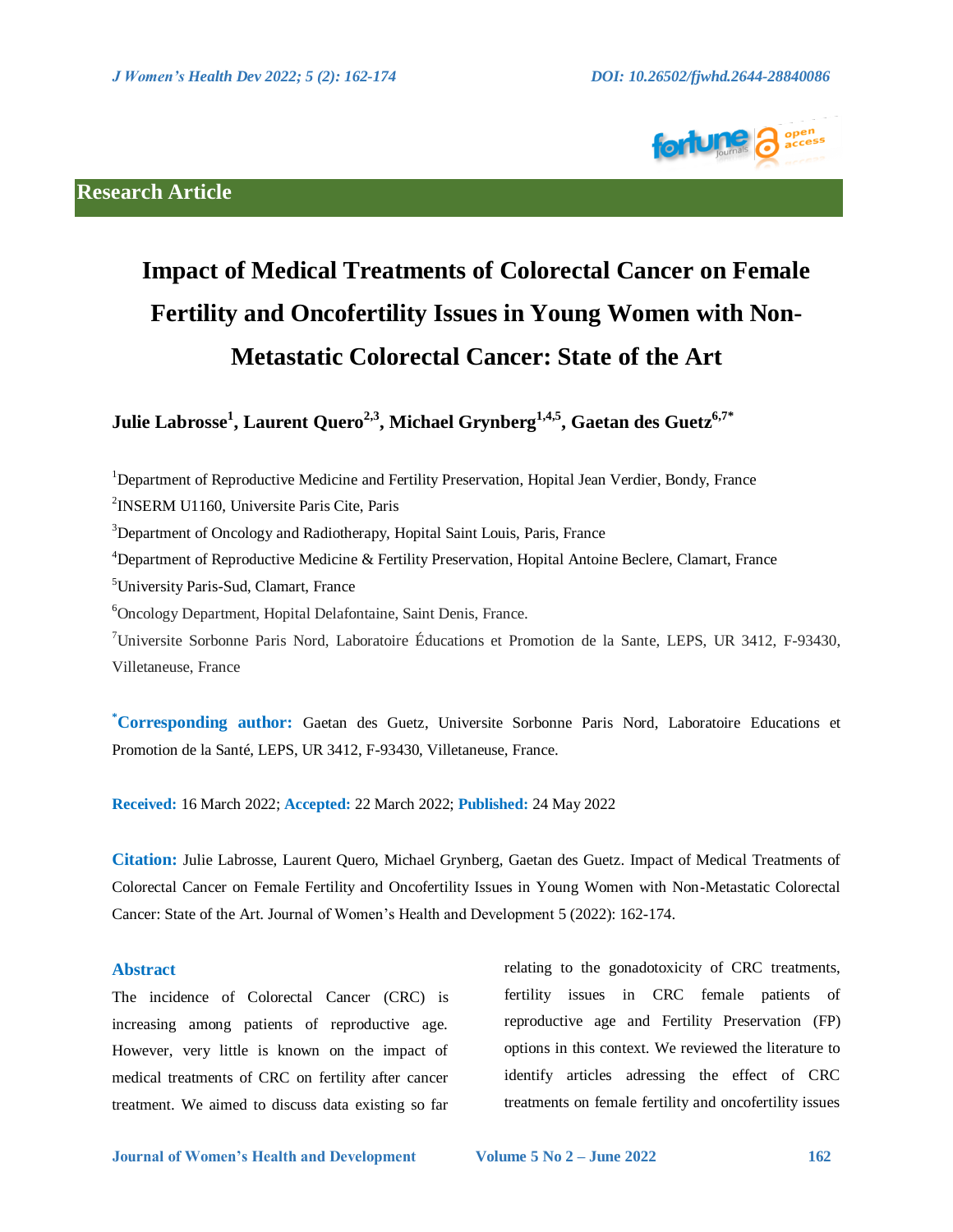Research Article

# Impact of Medical Treatments of Colorectal Cancer on Female Fertility and Oncofertility Issues in Young Women with Non-Metastatic Colorectal Cancer: State of the Art

**Julie Labrosse[1], Laurent Quero[2,3], Michael Grynberg[1,4,5], Gaetan des Guetz[6,7*]**

[1]Department of Reproductive Medicine and Fertility Preservation, Hopital Jean Verdier, Bondy, France

[2]INSERM U1160, Universite Paris Cite, Paris

[3]Department of Oncology and Radiotherapy, Hopital Saint Louis, Paris, France

[4]Department of Reproductive Medicine & Fertility Preservation, Hopital Antoine Beclere, Clamart, France

[5]University Paris-Sud, Clamart, France

[6]Oncology Department, Hopital Delafontaine, Saint Denis, France.

[7]Universite Sorbonne Paris Nord, Laboratoire Éducations et Promotion de la Sante, LEPS, UR 3412, F-93430, Villetaneuse, France

**\*Corresponding author:** Gaetan des Guetz, Universite Sorbonne Paris Nord, Laboratoire Educations et Promotion de la Santé, LEPS, UR 3412, F-93430, Villetaneuse, France.

**Received:** 16 March 2022; **Accepted:** 22 March 2022; **Published:** 24 May 2022

**Citation:** Julie Labrosse, Laurent Quero, Michael Grynberg, Gaetan des Guetz. Impact of Medical Treatments of Colorectal Cancer on Female Fertility and Oncofertility Issues in Young Women with Non-Metastatic Colorectal Cancer: State of the Art. Journal of Women's Health and Development 5 (2022): 162-174.

## Abstract

The incidence of Colorectal Cancer (CRC) is increasing among patients of reproductive age. However, very little is known on the impact of medical treatments of CRC on fertility after cancer treatment. We aimed to discuss data existing so far relating to the gonadotoxicity of CRC treatments, fertility issues in CRC female patients of reproductive age and Fertility Preservation (FP) options in this context. We reviewed the literature to identify articles adressing the effect of CRC treatments on female fertility and oncofertility issues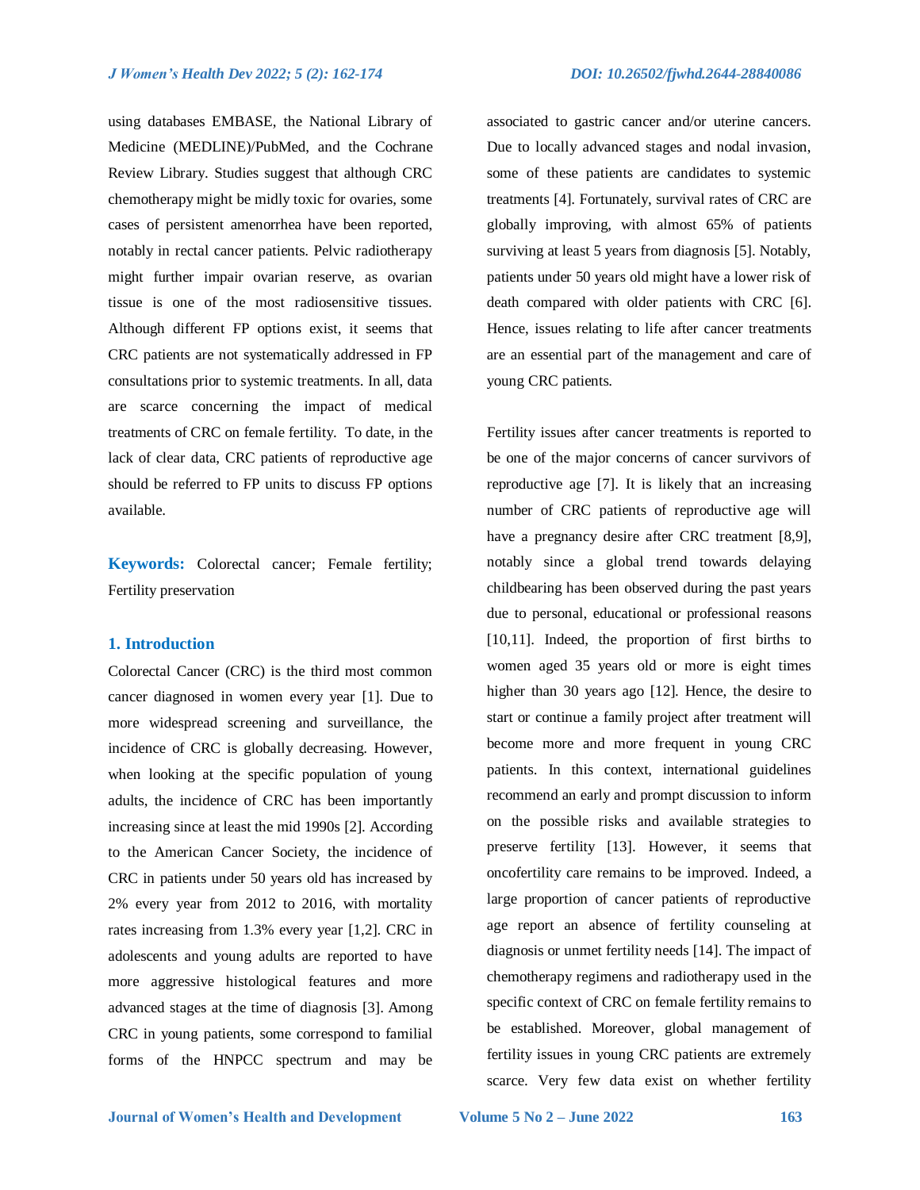using databases EMBASE, the National Library of Medicine (MEDLINE)/PubMed, and the Cochrane Review Library. Studies suggest that although CRC chemotherapy might be midly toxic for ovaries, some cases of persistent amenorrhea have been reported, notably in rectal cancer patients. Pelvic radiotherapy might further impair ovarian reserve, as ovarian tissue is one of the most radiosensitive tissues. Although different FP options exist, it seems that CRC patients are not systematically addressed in FP consultations prior to systemic treatments. In all, data are scarce concerning the impact of medical treatments of CRC on female fertility. To date, in the lack of clear data, CRC patients of reproductive age should be referred to FP units to discuss FP options available.

**Keywords:** Colorectal cancer; Female fertility; Fertility preservation

## 1. Introduction

Colorectal Cancer (CRC) is the third most common cancer diagnosed in women every year [1]. Due to more widespread screening and surveillance, the incidence of CRC is globally decreasing. However, when looking at the specific population of young adults, the incidence of CRC has been importantly increasing since at least the mid 1990s [2]. According to the American Cancer Society, the incidence of CRC in patients under 50 years old has increased by 2% every year from 2012 to 2016, with mortality rates increasing from 1.3% every year [1,2]. CRC in adolescents and young adults are reported to have more aggressive histological features and more advanced stages at the time of diagnosis [3]. Among CRC in young patients, some correspond to familial forms of the HNPCC spectrum and may be associated to gastric cancer and/or uterine cancers. Due to locally advanced stages and nodal invasion, some of these patients are candidates to systemic treatments [4]. Fortunately, survival rates of CRC are globally improving, with almost 65% of patients surviving at least 5 years from diagnosis [5]. Notably, patients under 50 years old might have a lower risk of death compared with older patients with CRC [6]. Hence, issues relating to life after cancer treatments are an essential part of the management and care of young CRC patients.

Fertility issues after cancer treatments is reported to be one of the major concerns of cancer survivors of reproductive age [7]. It is likely that an increasing number of CRC patients of reproductive age will have a pregnancy desire after CRC treatment [8,9], notably since a global trend towards delaying childbearing has been observed during the past years due to personal, educational or professional reasons [10,11]. Indeed, the proportion of first births to women aged 35 years old or more is eight times higher than 30 years ago [12]. Hence, the desire to start or continue a family project after treatment will become more and more frequent in young CRC patients. In this context, international guidelines recommend an early and prompt discussion to inform on the possible risks and available strategies to preserve fertility [13]. However, it seems that oncofertility care remains to be improved. Indeed, a large proportion of cancer patients of reproductive age report an absence of fertility counseling at diagnosis or unmet fertility needs [14]. The impact of chemotherapy regimens and radiotherapy used in the specific context of CRC on female fertility remains to be established. Moreover, global management of fertility issues in young CRC patients are extremely scarce. Very few data exist on whether fertility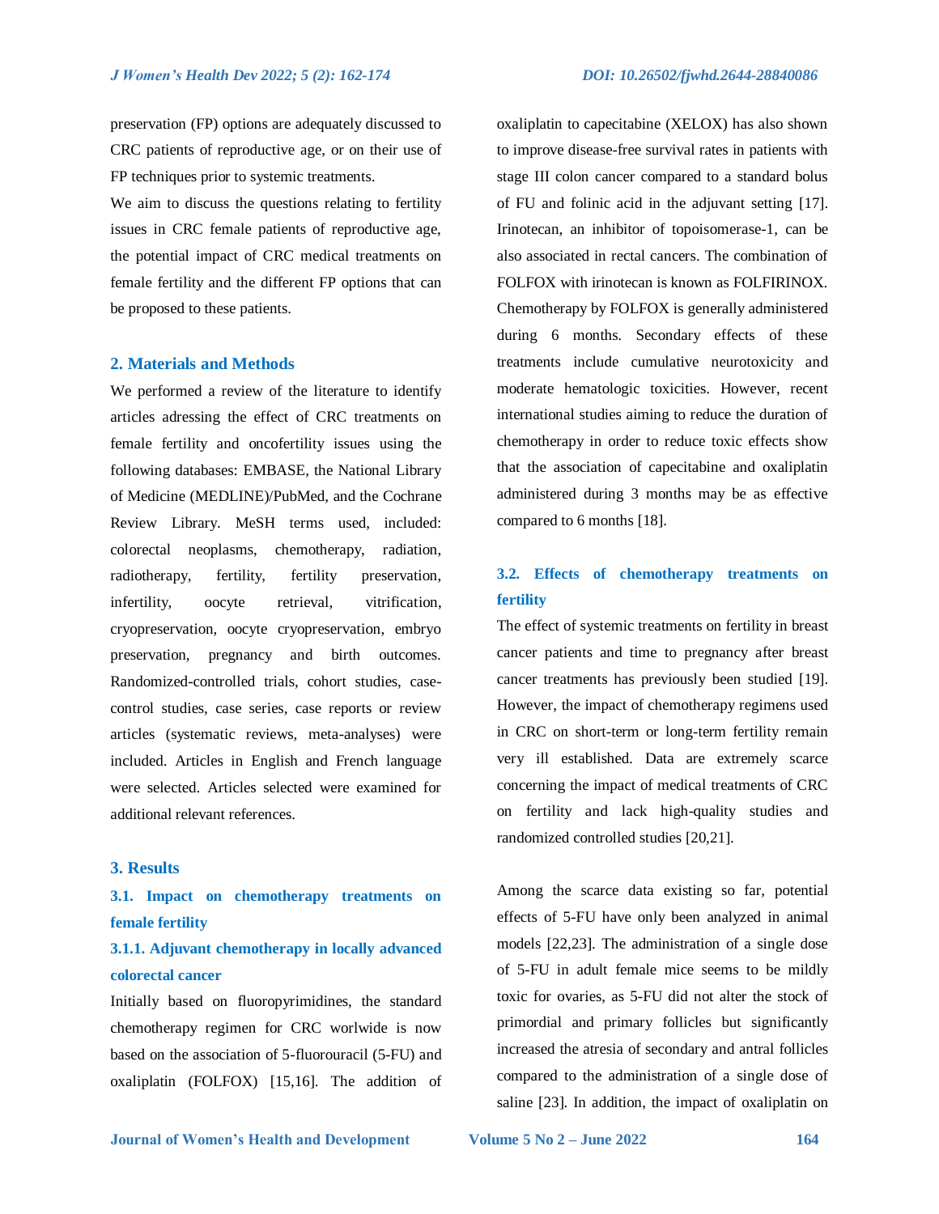preservation (FP) options are adequately discussed to CRC patients of reproductive age, or on their use of FP techniques prior to systemic treatments.

We aim to discuss the questions relating to fertility issues in CRC female patients of reproductive age, the potential impact of CRC medical treatments on female fertility and the different FP options that can be proposed to these patients.

## 2. Materials and Methods

We performed a review of the literature to identify articles adressing the effect of CRC treatments on female fertility and oncofertility issues using the following databases: EMBASE, the National Library of Medicine (MEDLINE)/PubMed, and the Cochrane Review Library. MeSH terms used, included: colorectal neoplasms, chemotherapy, radiation, radiotherapy, fertility, fertility preservation, infertility, oocyte retrieval, vitrification, cryopreservation, oocyte cryopreservation, embryo preservation, pregnancy and birth outcomes. Randomized-controlled trials, cohort studies, case-control studies, case series, case reports or review articles (systematic reviews, meta-analyses) were included. Articles in English and French language were selected. Articles selected were examined for additional relevant references.

## 3. Results

### 3.1. Impact on chemotherapy treatments on female fertility

#### 3.1.1. Adjuvant chemotherapy in locally advanced colorectal cancer

Initially based on fluoropyrimidines, the standard chemotherapy regimen for CRC worlwide is now based on the association of 5-fluorouracil (5-FU) and oxaliplatin (FOLFOX) [15,16]. The addition of oxaliplatin to capecitabine (XELOX) has also shown to improve disease-free survival rates in patients with stage III colon cancer compared to a standard bolus of FU and folinic acid in the adjuvant setting [17]. Irinotecan, an inhibitor of topoisomerase-1, can be also associated in rectal cancers. The combination of FOLFOX with irinotecan is known as FOLFIRINOX. Chemotherapy by FOLFOX is generally administered during 6 months. Secondary effects of these treatments include cumulative neurotoxicity and moderate hematologic toxicities. However, recent international studies aiming to reduce the duration of chemotherapy in order to reduce toxic effects show that the association of capecitabine and oxaliplatin administered during 3 months may be as effective compared to 6 months [18].

### 3.2. Effects of chemotherapy treatments on fertility

The effect of systemic treatments on fertility in breast cancer patients and time to pregnancy after breast cancer treatments has previously been studied [19]. However, the impact of chemotherapy regimens used in CRC on short-term or long-term fertility remain very ill established. Data are extremely scarce concerning the impact of medical treatments of CRC on fertility and lack high-quality studies and randomized controlled studies [20,21].

Among the scarce data existing so far, potential effects of 5-FU have only been analyzed in animal models [22,23]. The administration of a single dose of 5-FU in adult female mice seems to be mildly toxic for ovaries, as 5-FU did not alter the stock of primordial and primary follicles but significantly increased the atresia of secondary and antral follicles compared to the administration of a single dose of saline [23]. In addition, the impact of oxaliplatin on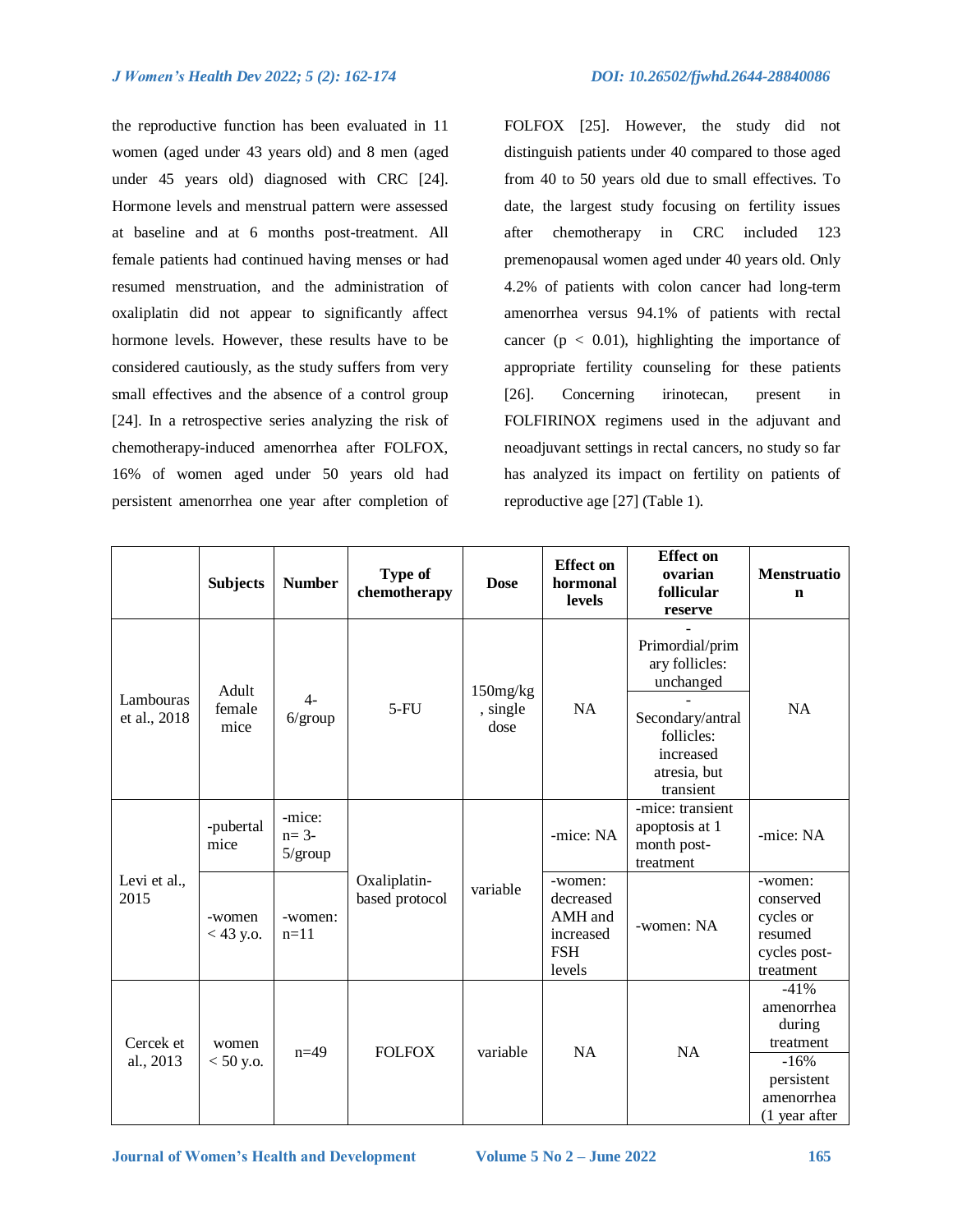the reproductive function has been evaluated in 11 women (aged under 43 years old) and 8 men (aged under 45 years old) diagnosed with CRC [24]. Hormone levels and menstrual pattern were assessed at baseline and at 6 months post-treatment. All female patients had continued having menses or had resumed menstruation, and the administration of oxaliplatin did not appear to significantly affect hormone levels. However, these results have to be considered cautiously, as the study suffers from very small effectives and the absence of a control group [24]. In a retrospective series analyzing the risk of chemotherapy-induced amenorrhea after FOLFOX, 16% of women aged under 50 years old had persistent amenorrhea one year after completion of FOLFOX [25]. However, the study did not distinguish patients under 40 compared to those aged from 40 to 50 years old due to small effectives. To date, the largest study focusing on fertility issues after chemotherapy in CRC included 123 premenopausal women aged under 40 years old. Only 4.2% of patients with colon cancer had long-term amenorrhea versus 94.1% of patients with rectal cancer ($p < 0.01$), highlighting the importance of appropriate fertility counseling for these patients [26]. Concerning irinotecan, present in FOLFIRINOX regimens used in the adjuvant and neoadjuvant settings in rectal cancers, no study so far has analyzed its impact on fertility on patients of reproductive age [27] (Table 1).

| | Subjects | Number | Type of chemotherapy | Dose | Effect on hormonal levels | Effect on ovarian follicular reserve | Menstruation |
|---|---|---|---|---|---|---|---|
| Lambouras et al., 2018 | Adult female mice | 4-6/group | 5-FU | 150mg/kg, single dose | NA | - Primordial/primary follicles: unchanged<br>- Secondary/antral follicles: increased atresia, but transient | NA |
| Levi et al., 2015 | -pubertal mice | -mice: n= 3-5/group | Oxaliplatin-based protocol | variable | -mice: NA | -mice: transient apoptosis at 1 month post-treatment | -mice: NA |
| | -women < 43 y.o. | -women: n=11 | | | -women: decreased AMH and increased FSH levels | -women: NA | -women: conserved cycles or resumed cycles post-treatment |
| Cercek et al., 2013 | women < 50 y.o. | n=49 | FOLFOX | variable | NA | NA | -41% amenorrhea during treatment<br>-16% persistent amenorrhea (1 year after |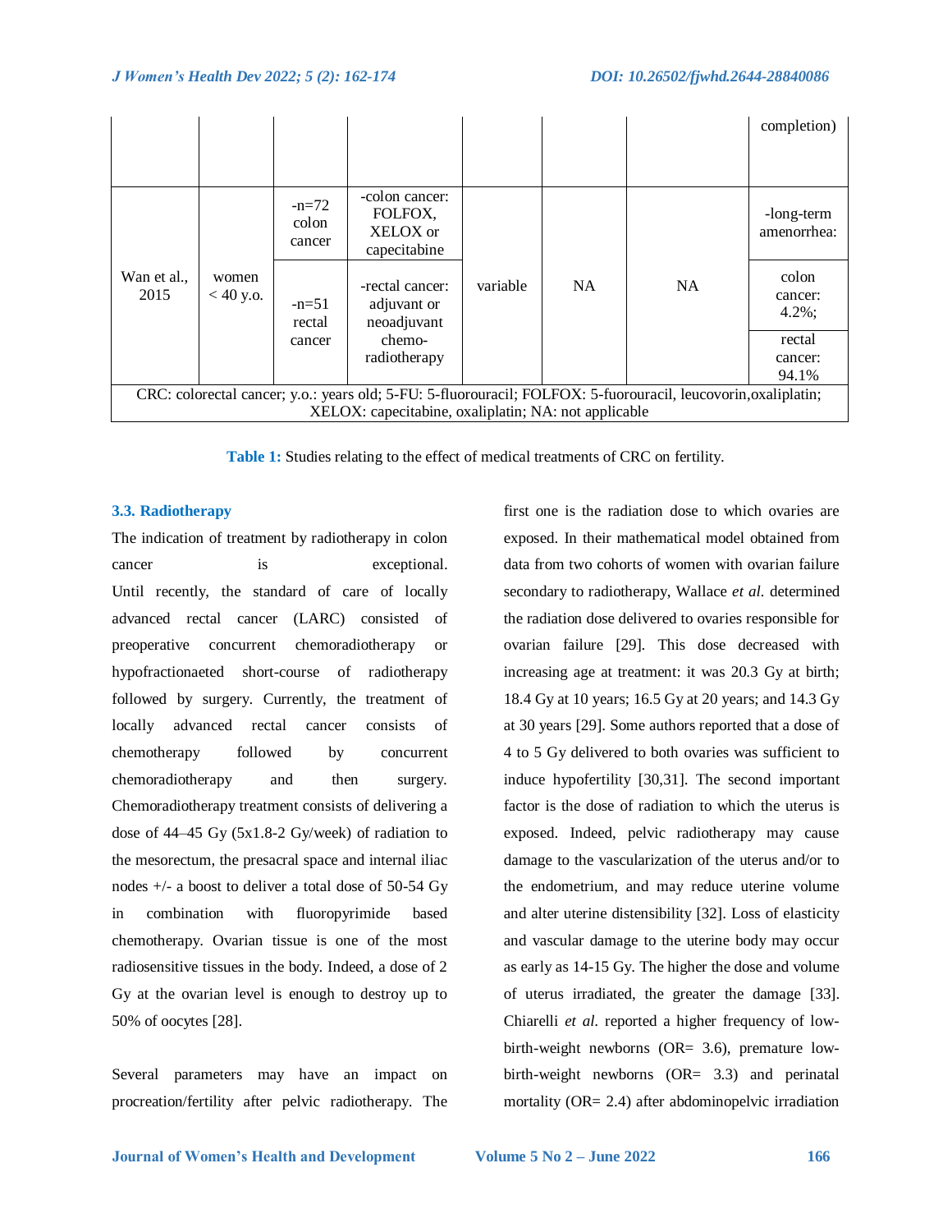| | | | | | | | completion) |
|---|---|---|---|---|---|---|---|
| Wan et al., 2015 | women < 40 y.o. | -n=72 colon cancer | -colon cancer: FOLFOX, XELOX or capecitabine | variable | NA | NA | -long-term amenorrhea: |
| | | -n=51 rectal cancer | -rectal cancer: adjuvant or neoadjuvant chemo-radiotherapy | | | | colon cancer: 4.2%; |
| | | | | | | | rectal cancer: 94.1% |
| CRC: colorectal cancer; y.o.: years old; 5-FU: 5-fluorouracil; FOLFOX: 5-fuorouracil, leucovorin,oxaliplatin; XELOX: capecitabine, oxaliplatin; NA: not applicable | | | | | | | |

**Table 1:** Studies relating to the effect of medical treatments of CRC on fertility.

### 3.3. Radiotherapy

The indication of treatment by radiotherapy in colon cancer is exceptional. Until recently, the standard of care of locally advanced rectal cancer (LARC) consisted of preoperative concurrent chemoradiotherapy or hypofractionaeted short-course of radiotherapy followed by surgery. Currently, the treatment of locally advanced rectal cancer consists of chemotherapy followed by concurrent chemoradiotherapy and then surgery. Chemoradiotherapy treatment consists of delivering a dose of 44–45 Gy (5x1.8-2 Gy/week) of radiation to the mesorectum, the presacral space and internal iliac nodes +/- a boost to deliver a total dose of 50-54 Gy in combination with fluoropyrimide based chemotherapy. Ovarian tissue is one of the most radiosensitive tissues in the body. Indeed, a dose of 2 Gy at the ovarian level is enough to destroy up to 50% of oocytes [28].

Several parameters may have an impact on procreation/fertility after pelvic radiotherapy. The first one is the radiation dose to which ovaries are exposed. In their mathematical model obtained from data from two cohorts of women with ovarian failure secondary to radiotherapy, Wallace *et al.* determined the radiation dose delivered to ovaries responsible for ovarian failure [29]. This dose decreased with increasing age at treatment: it was 20.3 Gy at birth; 18.4 Gy at 10 years; 16.5 Gy at 20 years; and 14.3 Gy at 30 years [29]. Some authors reported that a dose of 4 to 5 Gy delivered to both ovaries was sufficient to induce hypofertility [30,31]. The second important factor is the dose of radiation to which the uterus is exposed. Indeed, pelvic radiotherapy may cause damage to the vascularization of the uterus and/or to the endometrium, and may reduce uterine volume and alter uterine distensibility [32]. Loss of elasticity and vascular damage to the uterine body may occur as early as 14-15 Gy. The higher the dose and volume of uterus irradiated, the greater the damage [33]. Chiarelli *et al.* reported a higher frequency of low-birth-weight newborns (OR= 3.6), premature low-birth-weight newborns (OR= 3.3) and perinatal mortality (OR= 2.4) after abdominopelvic irradiation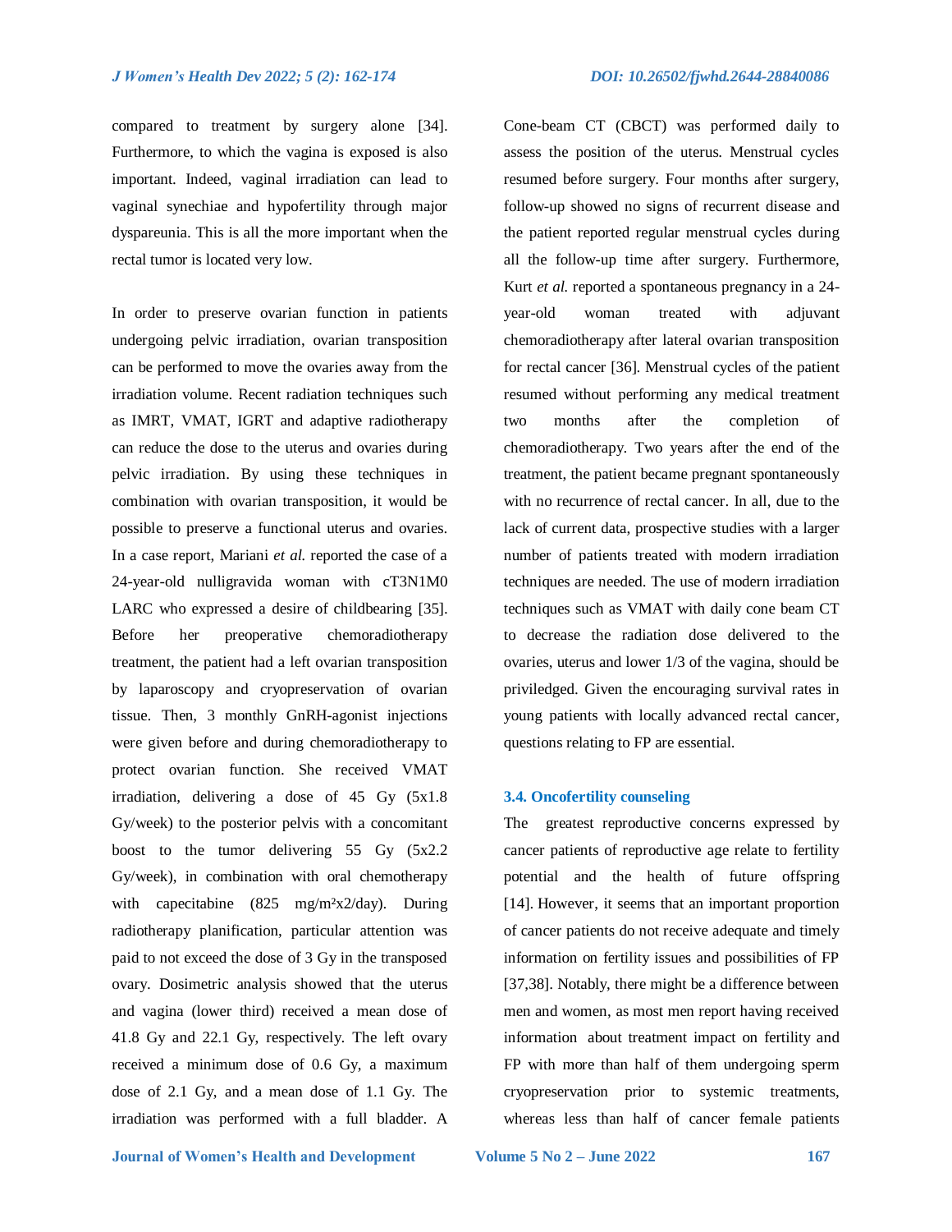compared to treatment by surgery alone [34]. Furthermore, to which the vagina is exposed is also important. Indeed, vaginal irradiation can lead to vaginal synechiae and hypofertility through major dyspareunia. This is all the more important when the rectal tumor is located very low.

In order to preserve ovarian function in patients undergoing pelvic irradiation, ovarian transposition can be performed to move the ovaries away from the irradiation volume. Recent radiation techniques such as IMRT, VMAT, IGRT and adaptive radiotherapy can reduce the dose to the uterus and ovaries during pelvic irradiation. By using these techniques in combination with ovarian transposition, it would be possible to preserve a functional uterus and ovaries. In a case report, Mariani *et al.* reported the case of a 24-year-old nulligravida woman with cT3N1M0 LARC who expressed a desire of childbearing [35]. Before her preoperative chemoradiotherapy treatment, the patient had a left ovarian transposition by laparoscopy and cryopreservation of ovarian tissue. Then, 3 monthly GnRH-agonist injections were given before and during chemoradiotherapy to protect ovarian function. She received VMAT irradiation, delivering a dose of 45 Gy (5x1.8 Gy/week) to the posterior pelvis with a concomitant boost to the tumor delivering 55 Gy (5x2.2 Gy/week), in combination with oral chemotherapy with capecitabine (825 mg/m²x2/day). During radiotherapy planification, particular attention was paid to not exceed the dose of 3 Gy in the transposed ovary. Dosimetric analysis showed that the uterus and vagina (lower third) received a mean dose of 41.8 Gy and 22.1 Gy, respectively. The left ovary received a minimum dose of 0.6 Gy, a maximum dose of 2.1 Gy, and a mean dose of 1.1 Gy. The irradiation was performed with a full bladder. A Cone-beam CT (CBCT) was performed daily to assess the position of the uterus. Menstrual cycles resumed before surgery. Four months after surgery, follow-up showed no signs of recurrent disease and the patient reported regular menstrual cycles during all the follow-up time after surgery. Furthermore, Kurt *et al.* reported a spontaneous pregnancy in a 24-year-old woman treated with adjuvant chemoradiotherapy after lateral ovarian transposition for rectal cancer [36]. Menstrual cycles of the patient resumed without performing any medical treatment two months after the completion of chemoradiotherapy. Two years after the end of the treatment, the patient became pregnant spontaneously with no recurrence of rectal cancer. In all, due to the lack of current data, prospective studies with a larger number of patients treated with modern irradiation techniques are needed. The use of modern irradiation techniques such as VMAT with daily cone beam CT to decrease the radiation dose delivered to the ovaries, uterus and lower 1/3 of the vagina, should be priviledged. Given the encouraging survival rates in young patients with locally advanced rectal cancer, questions relating to FP are essential.

### 3.4. Oncofertility counseling

The greatest reproductive concerns expressed by cancer patients of reproductive age relate to fertility potential and the health of future offspring [14]. However, it seems that an important proportion of cancer patients do not receive adequate and timely information on fertility issues and possibilities of FP [37,38]. Notably, there might be a difference between men and women, as most men report having received information about treatment impact on fertility and FP with more than half of them undergoing sperm cryopreservation prior to systemic treatments, whereas less than half of cancer female patients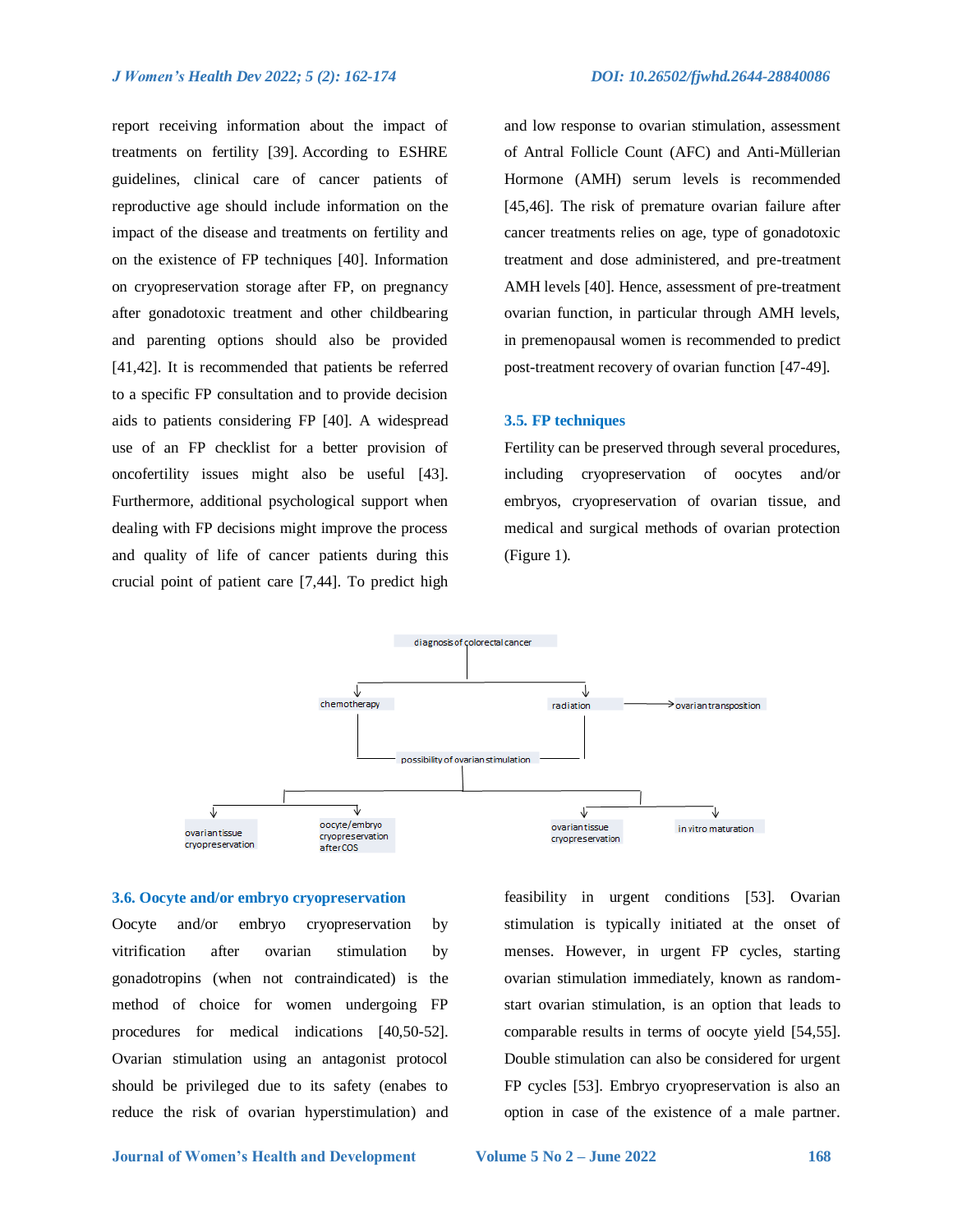report receiving information about the impact of treatments on fertility [39]. According to ESHRE guidelines, clinical care of cancer patients of reproductive age should include information on the impact of the disease and treatments on fertility and on the existence of FP techniques [40]. Information on cryopreservation storage after FP, on pregnancy after gonadotoxic treatment and other childbearing and parenting options should also be provided [41,42]. It is recommended that patients be referred to a specific FP consultation and to provide decision aids to patients considering FP [40]. A widespread use of an FP checklist for a better provision of oncofertility issues might also be useful [43]. Furthermore, additional psychological support when dealing with FP decisions might improve the process and quality of life of cancer patients during this crucial point of patient care [7,44]. To predict high and low response to ovarian stimulation, assessment of Antral Follicle Count (AFC) and Anti-Müllerian Hormone (AMH) serum levels is recommended [45,46]. The risk of premature ovarian failure after cancer treatments relies on age, type of gonadotoxic treatment and dose administered, and pre-treatment AMH levels [40]. Hence, assessment of pre-treatment ovarian function, in particular through AMH levels, in premenopausal women is recommended to predict post-treatment recovery of ovarian function [47-49].

### 3.5. FP techniques

Fertility can be preserved through several procedures, including cryopreservation of oocytes and/or embryos, cryopreservation of ovarian tissue, and medical and surgical methods of ovarian protection (Figure 1).

diagnosis of colorectal cancer

chemotherapy — radiation → ovarian transposition

possibility of ovarian stimulation

ovarian tissue cryopreservation — oocyte/embryo cryopreservation after COS — ovarian tissue cryopreservation — in vitro maturation

### 3.6. Oocyte and/or embryo cryopreservation

Oocyte and/or embryo cryopreservation by vitrification after ovarian stimulation by gonadotropins (when not contraindicated) is the method of choice for women undergoing FP procedures for medical indications [40,50-52]. Ovarian stimulation using an antagonist protocol should be privileged due to its safety (enabes to reduce the risk of ovarian hyperstimulation) and feasibility in urgent conditions [53]. Ovarian stimulation is typically initiated at the onset of menses. However, in urgent FP cycles, starting ovarian stimulation immediately, known as random-start ovarian stimulation, is an option that leads to comparable results in terms of oocyte yield [54,55]. Double stimulation can also be considered for urgent FP cycles [53]. Embryo cryopreservation is also an option in case of the existence of a male partner.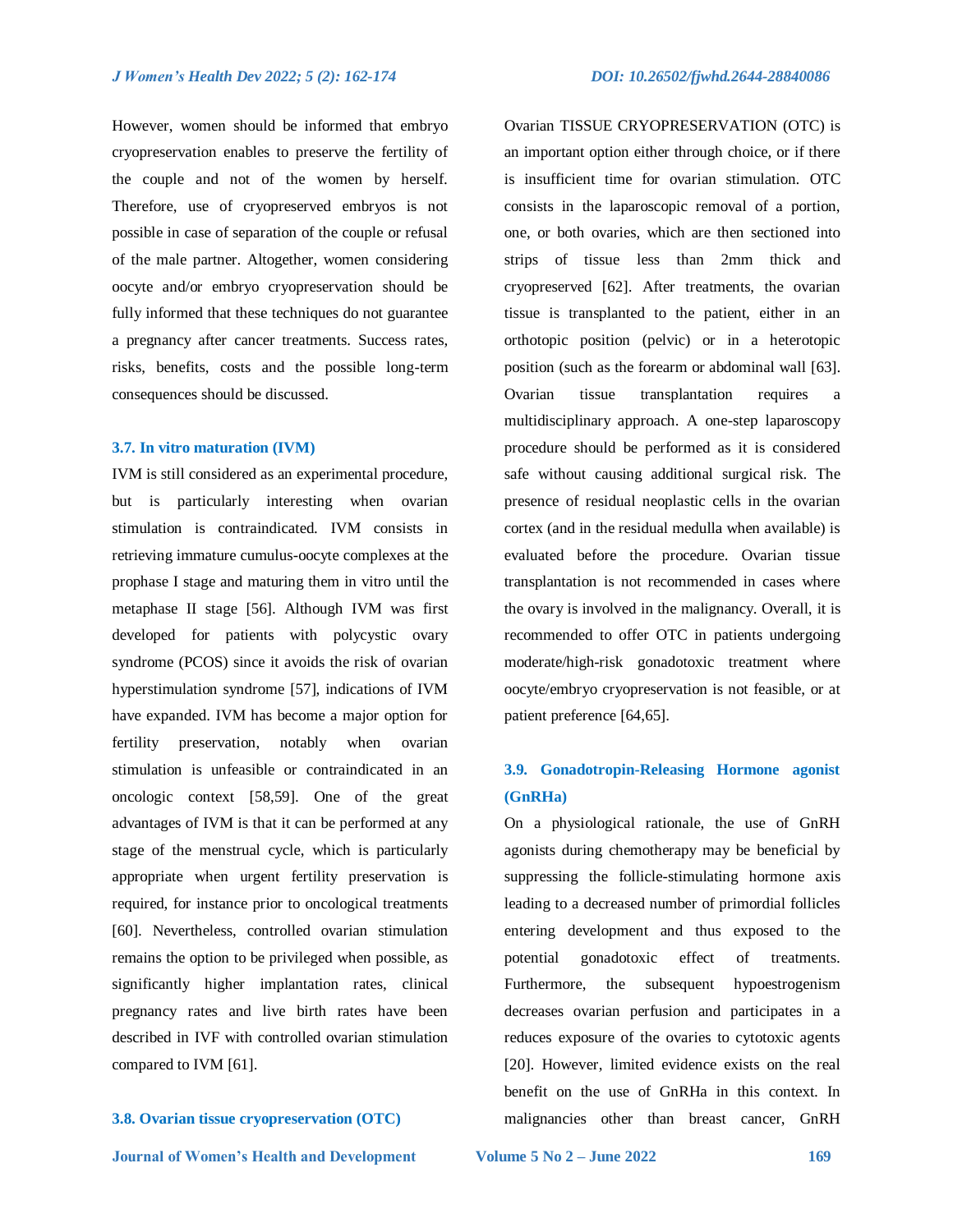However, women should be informed that embryo cryopreservation enables to preserve the fertility of the couple and not of the women by herself. Therefore, use of cryopreserved embryos is not possible in case of separation of the couple or refusal of the male partner. Altogether, women considering oocyte and/or embryo cryopreservation should be fully informed that these techniques do not guarantee a pregnancy after cancer treatments. Success rates, risks, benefits, costs and the possible long-term consequences should be discussed.

### 3.7. In vitro maturation (IVM)

IVM is still considered as an experimental procedure, but is particularly interesting when ovarian stimulation is contraindicated. IVM consists in retrieving immature cumulus-oocyte complexes at the prophase I stage and maturing them in vitro until the metaphase II stage [56]. Although IVM was first developed for patients with polycystic ovary syndrome (PCOS) since it avoids the risk of ovarian hyperstimulation syndrome [57], indications of IVM have expanded. IVM has become a major option for fertility preservation, notably when ovarian stimulation is unfeasible or contraindicated in an oncologic context [58,59]. One of the great advantages of IVM is that it can be performed at any stage of the menstrual cycle, which is particularly appropriate when urgent fertility preservation is required, for instance prior to oncological treatments [60]. Nevertheless, controlled ovarian stimulation remains the option to be privileged when possible, as significantly higher implantation rates, clinical pregnancy rates and live birth rates have been described in IVF with controlled ovarian stimulation compared to IVM [61].

### 3.8. Ovarian tissue cryopreservation (OTC)

Ovarian TISSUE CRYOPRESERVATION (OTC) is an important option either through choice, or if there is insufficient time for ovarian stimulation. OTC consists in the laparoscopic removal of a portion, one, or both ovaries, which are then sectioned into strips of tissue less than 2mm thick and cryopreserved [62]. After treatments, the ovarian tissue is transplanted to the patient, either in an orthotopic position (pelvic) or in a heterotopic position (such as the forearm or abdominal wall [63]. Ovarian tissue transplantation requires a multidisciplinary approach. A one-step laparoscopy procedure should be performed as it is considered safe without causing additional surgical risk. The presence of residual neoplastic cells in the ovarian cortex (and in the residual medulla when available) is evaluated before the procedure. Ovarian tissue transplantation is not recommended in cases where the ovary is involved in the malignancy. Overall, it is recommended to offer OTC in patients undergoing moderate/high-risk gonadotoxic treatment where oocyte/embryo cryopreservation is not feasible, or at patient preference [64,65].

### 3.9. Gonadotropin-Releasing Hormone agonist (GnRHa)

On a physiological rationale, the use of GnRH agonists during chemotherapy may be beneficial by suppressing the follicle-stimulating hormone axis leading to a decreased number of primordial follicles entering development and thus exposed to the potential gonadotoxic effect of treatments. Furthermore, the subsequent hypoestrogenism decreases ovarian perfusion and participates in a reduces exposure of the ovaries to cytotoxic agents [20]. However, limited evidence exists on the real benefit on the use of GnRHa in this context. In malignancies other than breast cancer, GnRH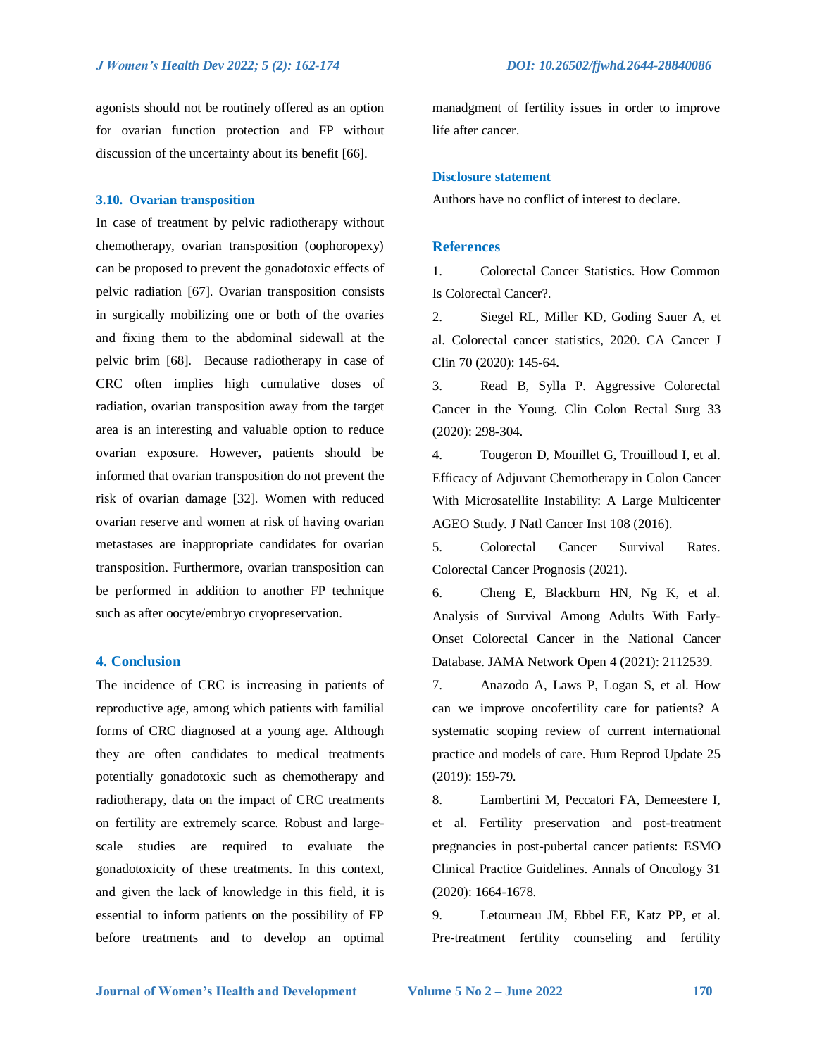agonists should not be routinely offered as an option for ovarian function protection and FP without discussion of the uncertainty about its benefit [66].

### 3.10. Ovarian transposition

In case of treatment by pelvic radiotherapy without chemotherapy, ovarian transposition (oophoropexy) can be proposed to prevent the gonadotoxic effects of pelvic radiation [67]. Ovarian transposition consists in surgically mobilizing one or both of the ovaries and fixing them to the abdominal sidewall at the pelvic brim [68]. Because radiotherapy in case of CRC often implies high cumulative doses of radiation, ovarian transposition away from the target area is an interesting and valuable option to reduce ovarian exposure. However, patients should be informed that ovarian transposition do not prevent the risk of ovarian damage [32]. Women with reduced ovarian reserve and women at risk of having ovarian metastases are inappropriate candidates for ovarian transposition. Furthermore, ovarian transposition can be performed in addition to another FP technique such as after oocyte/embryo cryopreservation.

## 4. Conclusion

The incidence of CRC is increasing in patients of reproductive age, among which patients with familial forms of CRC diagnosed at a young age. Although they are often candidates to medical treatments potentially gonadotoxic such as chemotherapy and radiotherapy, data on the impact of CRC treatments on fertility are extremely scarce. Robust and large-scale studies are required to evaluate the gonadotoxicity of these treatments. In this context, and given the lack of knowledge in this field, it is essential to inform patients on the possibility of FP before treatments and to develop an optimal managdment of fertility issues in order to improve life after cancer.

### Disclosure statement

Authors have no conflict of interest to declare.

## References

1. Colorectal Cancer Statistics. How Common Is Colorectal Cancer?.
2. Siegel RL, Miller KD, Goding Sauer A, et al. Colorectal cancer statistics, 2020. CA Cancer J Clin 70 (2020): 145-64.
3. Read B, Sylla P. Aggressive Colorectal Cancer in the Young. Clin Colon Rectal Surg 33 (2020): 298-304.
4. Tougeron D, Mouillet G, Trouilloud I, et al. Efficacy of Adjuvant Chemotherapy in Colon Cancer With Microsatellite Instability: A Large Multicenter AGEO Study. J Natl Cancer Inst 108 (2016).
5. Colorectal Cancer Survival Rates. Colorectal Cancer Prognosis (2021).
6. Cheng E, Blackburn HN, Ng K, et al. Analysis of Survival Among Adults With Early-Onset Colorectal Cancer in the National Cancer Database. JAMA Network Open 4 (2021): 2112539.
7. Anazodo A, Laws P, Logan S, et al. How can we improve oncofertility care for patients? A systematic scoping review of current international practice and models of care. Hum Reprod Update 25 (2019): 159-79.
8. Lambertini M, Peccatori FA, Demeestere I, et al. Fertility preservation and post-treatment pregnancies in post-pubertal cancer patients: ESMO Clinical Practice Guidelines. Annals of Oncology 31 (2020): 1664-1678.
9. Letourneau JM, Ebbel EE, Katz PP, et al. Pre-treatment fertility counseling and fertility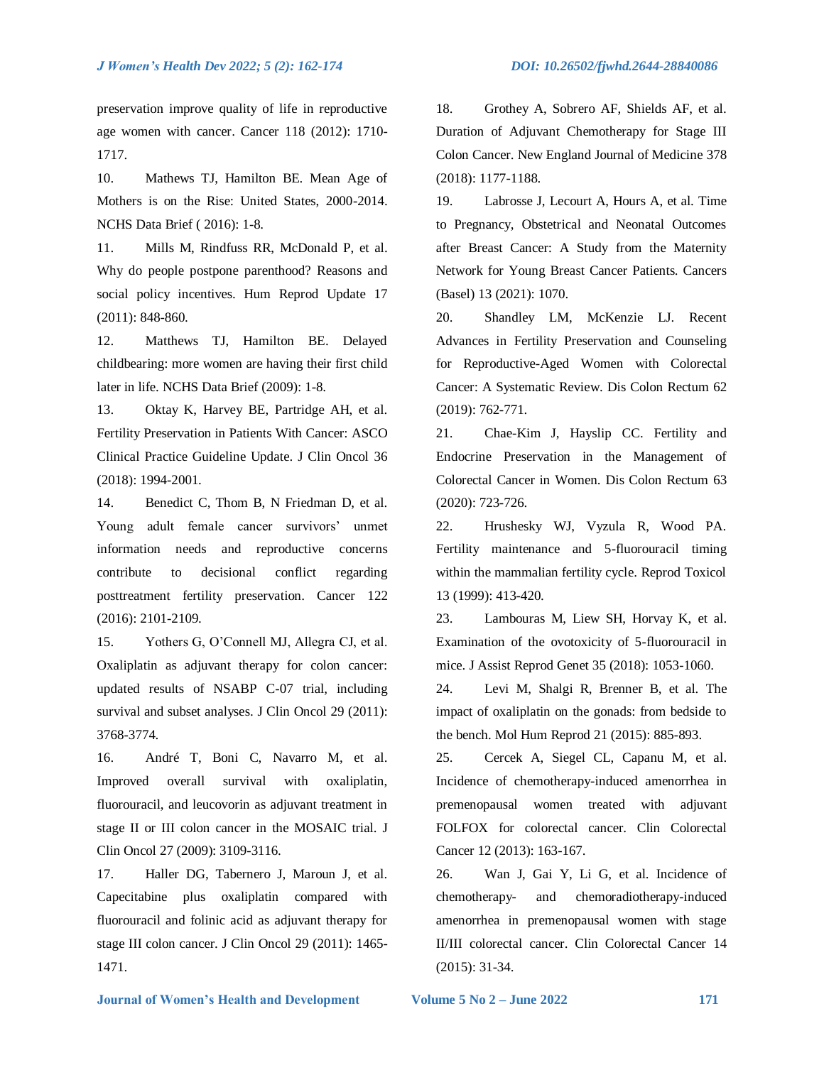preservation improve quality of life in reproductive age women with cancer. Cancer 118 (2012): 1710-1717.

10. Mathews TJ, Hamilton BE. Mean Age of Mothers is on the Rise: United States, 2000-2014. NCHS Data Brief ( 2016): 1-8.

11. Mills M, Rindfuss RR, McDonald P, et al. Why do people postpone parenthood? Reasons and social policy incentives. Hum Reprod Update 17 (2011): 848-860.

12. Matthews TJ, Hamilton BE. Delayed childbearing: more women are having their first child later in life. NCHS Data Brief (2009): 1-8.

13. Oktay K, Harvey BE, Partridge AH, et al. Fertility Preservation in Patients With Cancer: ASCO Clinical Practice Guideline Update. J Clin Oncol 36 (2018): 1994-2001.

14. Benedict C, Thom B, N Friedman D, et al. Young adult female cancer survivors' unmet information needs and reproductive concerns contribute to decisional conflict regarding posttreatment fertility preservation. Cancer 122 (2016): 2101-2109.

15. Yothers G, O'Connell MJ, Allegra CJ, et al. Oxaliplatin as adjuvant therapy for colon cancer: updated results of NSABP C-07 trial, including survival and subset analyses. J Clin Oncol 29 (2011): 3768-3774.

16. André T, Boni C, Navarro M, et al. Improved overall survival with oxaliplatin, fluorouracil, and leucovorin as adjuvant treatment in stage II or III colon cancer in the MOSAIC trial. J Clin Oncol 27 (2009): 3109-3116.

17. Haller DG, Tabernero J, Maroun J, et al. Capecitabine plus oxaliplatin compared with fluorouracil and folinic acid as adjuvant therapy for stage III colon cancer. J Clin Oncol 29 (2011): 1465-1471.

18. Grothey A, Sobrero AF, Shields AF, et al. Duration of Adjuvant Chemotherapy for Stage III Colon Cancer. New England Journal of Medicine 378 (2018): 1177-1188.

19. Labrosse J, Lecourt A, Hours A, et al. Time to Pregnancy, Obstetrical and Neonatal Outcomes after Breast Cancer: A Study from the Maternity Network for Young Breast Cancer Patients. Cancers (Basel) 13 (2021): 1070.

20. Shandley LM, McKenzie LJ. Recent Advances in Fertility Preservation and Counseling for Reproductive-Aged Women with Colorectal Cancer: A Systematic Review. Dis Colon Rectum 62 (2019): 762-771.

21. Chae-Kim J, Hayslip CC. Fertility and Endocrine Preservation in the Management of Colorectal Cancer in Women. Dis Colon Rectum 63 (2020): 723-726.

22. Hrushesky WJ, Vyzula R, Wood PA. Fertility maintenance and 5-fluorouracil timing within the mammalian fertility cycle. Reprod Toxicol 13 (1999): 413-420.

23. Lambouras M, Liew SH, Horvay K, et al. Examination of the ovotoxicity of 5-fluorouracil in mice. J Assist Reprod Genet 35 (2018): 1053-1060.

24. Levi M, Shalgi R, Brenner B, et al. The impact of oxaliplatin on the gonads: from bedside to the bench. Mol Hum Reprod 21 (2015): 885-893.

25. Cercek A, Siegel CL, Capanu M, et al. Incidence of chemotherapy-induced amenorrhea in premenopausal women treated with adjuvant FOLFOX for colorectal cancer. Clin Colorectal Cancer 12 (2013): 163-167.

26. Wan J, Gai Y, Li G, et al. Incidence of chemotherapy- and chemoradiotherapy-induced amenorrhea in premenopausal women with stage II/III colorectal cancer. Clin Colorectal Cancer 14 (2015): 31-34.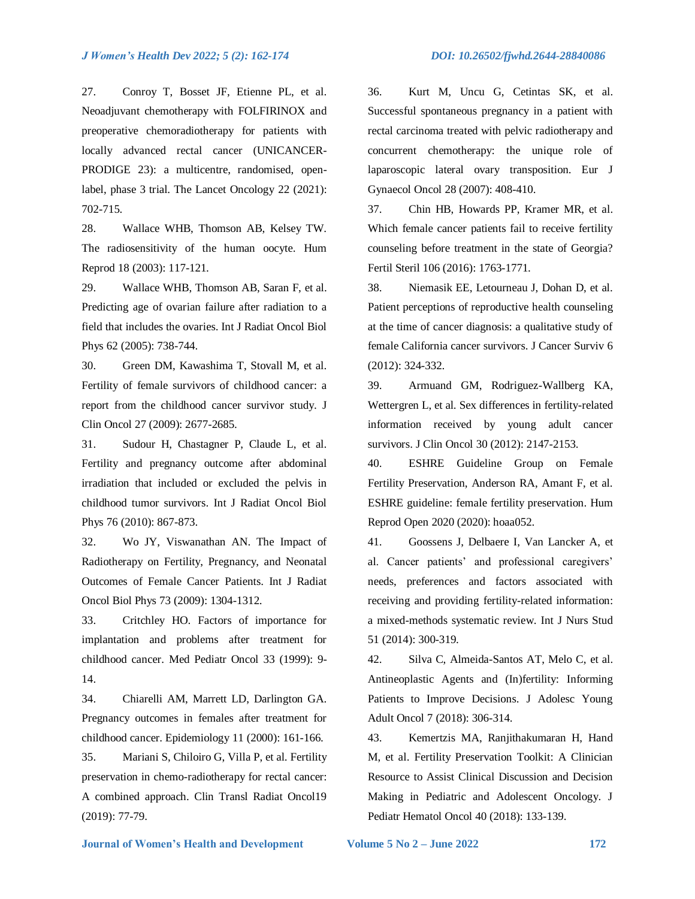27. Conroy T, Bosset JF, Etienne PL, et al. Neoadjuvant chemotherapy with FOLFIRINOX and preoperative chemoradiotherapy for patients with locally advanced rectal cancer (UNICANCER-PRODIGE 23): a multicentre, randomised, open-label, phase 3 trial. The Lancet Oncology 22 (2021): 702-715.

28. Wallace WHB, Thomson AB, Kelsey TW. The radiosensitivity of the human oocyte. Hum Reprod 18 (2003): 117-121.

29. Wallace WHB, Thomson AB, Saran F, et al. Predicting age of ovarian failure after radiation to a field that includes the ovaries. Int J Radiat Oncol Biol Phys 62 (2005): 738-744.

30. Green DM, Kawashima T, Stovall M, et al. Fertility of female survivors of childhood cancer: a report from the childhood cancer survivor study. J Clin Oncol 27 (2009): 2677-2685.

31. Sudour H, Chastagner P, Claude L, et al. Fertility and pregnancy outcome after abdominal irradiation that included or excluded the pelvis in childhood tumor survivors. Int J Radiat Oncol Biol Phys 76 (2010): 867-873.

32. Wo JY, Viswanathan AN. The Impact of Radiotherapy on Fertility, Pregnancy, and Neonatal Outcomes of Female Cancer Patients. Int J Radiat Oncol Biol Phys 73 (2009): 1304-1312.

33. Critchley HO. Factors of importance for implantation and problems after treatment for childhood cancer. Med Pediatr Oncol 33 (1999): 9-14.

34. Chiarelli AM, Marrett LD, Darlington GA. Pregnancy outcomes in females after treatment for childhood cancer. Epidemiology 11 (2000): 161-166.

35. Mariani S, Chiloiro G, Villa P, et al. Fertility preservation in chemo-radiotherapy for rectal cancer: A combined approach. Clin Transl Radiat Oncol19 (2019): 77-79.

36. Kurt M, Uncu G, Cetintas SK, et al. Successful spontaneous pregnancy in a patient with rectal carcinoma treated with pelvic radiotherapy and concurrent chemotherapy: the unique role of laparoscopic lateral ovary transposition. Eur J Gynaecol Oncol 28 (2007): 408-410.

37. Chin HB, Howards PP, Kramer MR, et al. Which female cancer patients fail to receive fertility counseling before treatment in the state of Georgia? Fertil Steril 106 (2016): 1763-1771.

38. Niemasik EE, Letourneau J, Dohan D, et al. Patient perceptions of reproductive health counseling at the time of cancer diagnosis: a qualitative study of female California cancer survivors. J Cancer Surviv 6 (2012): 324-332.

39. Armuand GM, Rodriguez-Wallberg KA, Wettergren L, et al. Sex differences in fertility-related information received by young adult cancer survivors. J Clin Oncol 30 (2012): 2147-2153.

40. ESHRE Guideline Group on Female Fertility Preservation, Anderson RA, Amant F, et al. ESHRE guideline: female fertility preservation. Hum Reprod Open 2020 (2020): hoaa052.

41. Goossens J, Delbaere I, Van Lancker A, et al. Cancer patients' and professional caregivers' needs, preferences and factors associated with receiving and providing fertility-related information: a mixed-methods systematic review. Int J Nurs Stud 51 (2014): 300-319.

42. Silva C, Almeida-Santos AT, Melo C, et al. Antineoplastic Agents and (In)fertility: Informing Patients to Improve Decisions. J Adolesc Young Adult Oncol 7 (2018): 306-314.

43. Kemertzis MA, Ranjithakumaran H, Hand M, et al. Fertility Preservation Toolkit: A Clinician Resource to Assist Clinical Discussion and Decision Making in Pediatric and Adolescent Oncology. J Pediatr Hematol Oncol 40 (2018): 133-139.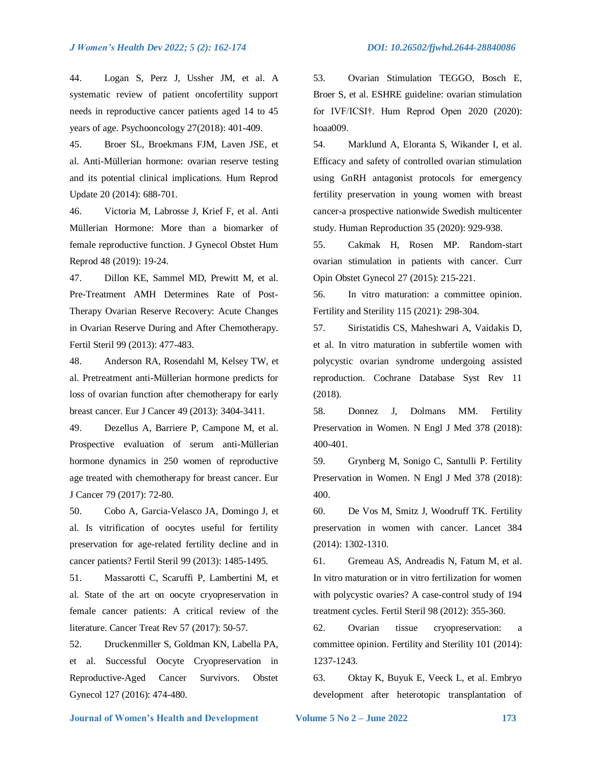44. Logan S, Perz J, Ussher JM, et al. A systematic review of patient oncofertility support needs in reproductive cancer patients aged 14 to 45 years of age. Psychooncology 27(2018): 401-409.

45. Broer SL, Broekmans FJM, Laven JSE, et al. Anti-Müllerian hormone: ovarian reserve testing and its potential clinical implications. Hum Reprod Update 20 (2014): 688-701.

46. Victoria M, Labrosse J, Krief F, et al. Anti Müllerian Hormone: More than a biomarker of female reproductive function. J Gynecol Obstet Hum Reprod 48 (2019): 19-24.

47. Dillon KE, Sammel MD, Prewitt M, et al. Pre-Treatment AMH Determines Rate of Post-Therapy Ovarian Reserve Recovery: Acute Changes in Ovarian Reserve During and After Chemotherapy. Fertil Steril 99 (2013): 477-483.

48. Anderson RA, Rosendahl M, Kelsey TW, et al. Pretreatment anti-Müllerian hormone predicts for loss of ovarian function after chemotherapy for early breast cancer. Eur J Cancer 49 (2013): 3404-3411.

49. Dezellus A, Barriere P, Campone M, et al. Prospective evaluation of serum anti-Müllerian hormone dynamics in 250 women of reproductive age treated with chemotherapy for breast cancer. Eur J Cancer 79 (2017): 72-80.

50. Cobo A, Garcia-Velasco JA, Domingo J, et al. Is vitrification of oocytes useful for fertility preservation for age-related fertility decline and in cancer patients? Fertil Steril 99 (2013): 1485-1495.

51. Massarotti C, Scaruffi P, Lambertini M, et al. State of the art on oocyte cryopreservation in female cancer patients: A critical review of the literature. Cancer Treat Rev 57 (2017): 50-57.

52. Druckenmiller S, Goldman KN, Labella PA, et al. Successful Oocyte Cryopreservation in Reproductive-Aged Cancer Survivors. Obstet Gynecol 127 (2016): 474-480.

53. Ovarian Stimulation TEGGO, Bosch E, Broer S, et al. ESHRE guideline: ovarian stimulation for IVF/ICSI†. Hum Reprod Open 2020 (2020): hoaa009.

54. Marklund A, Eloranta S, Wikander I, et al. Efficacy and safety of controlled ovarian stimulation using GnRH antagonist protocols for emergency fertility preservation in young women with breast cancer-a prospective nationwide Swedish multicenter study. Human Reproduction 35 (2020): 929-938.

55. Cakmak H, Rosen MP. Random-start ovarian stimulation in patients with cancer. Curr Opin Obstet Gynecol 27 (2015): 215-221.

56. In vitro maturation: a committee opinion. Fertility and Sterility 115 (2021): 298-304.

57. Siristatidis CS, Maheshwari A, Vaidakis D, et al. In vitro maturation in subfertile women with polycystic ovarian syndrome undergoing assisted reproduction. Cochrane Database Syst Rev 11 (2018).

58. Donnez J, Dolmans MM. Fertility Preservation in Women. N Engl J Med 378 (2018): 400-401.

59. Grynberg M, Sonigo C, Santulli P. Fertility Preservation in Women. N Engl J Med 378 (2018): 400.

60. De Vos M, Smitz J, Woodruff TK. Fertility preservation in women with cancer. Lancet 384 (2014): 1302-1310.

61. Gremeau AS, Andreadis N, Fatum M, et al. In vitro maturation or in vitro fertilization for women with polycystic ovaries? A case-control study of 194 treatment cycles. Fertil Steril 98 (2012): 355-360.

62. Ovarian tissue cryopreservation: a committee opinion. Fertility and Sterility 101 (2014): 1237-1243.

63. Oktay K, Buyuk E, Veeck L, et al. Embryo development after heterotopic transplantation of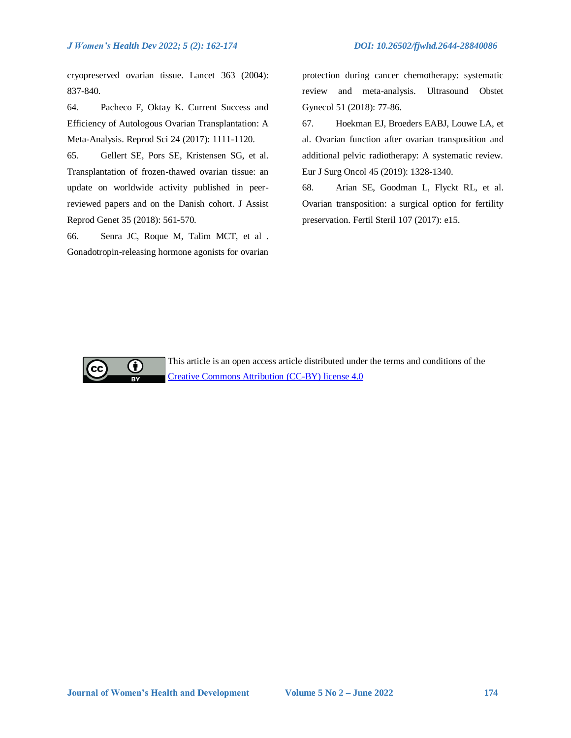cryopreserved ovarian tissue. Lancet 363 (2004): 837-840.

64. Pacheco F, Oktay K. Current Success and Efficiency of Autologous Ovarian Transplantation: A Meta-Analysis. Reprod Sci 24 (2017): 1111-1120.

65. Gellert SE, Pors SE, Kristensen SG, et al. Transplantation of frozen-thawed ovarian tissue: an update on worldwide activity published in peer-reviewed papers and on the Danish cohort. J Assist Reprod Genet 35 (2018): 561-570.

66. Senra JC, Roque M, Talim MCT, et al . Gonadotropin-releasing hormone agonists for ovarian protection during cancer chemotherapy: systematic review and meta-analysis. Ultrasound Obstet Gynecol 51 (2018): 77-86.

67. Hoekman EJ, Broeders EABJ, Louwe LA, et al. Ovarian function after ovarian transposition and additional pelvic radiotherapy: A systematic review. Eur J Surg Oncol 45 (2019): 1328-1340.

68. Arian SE, Goodman L, Flyckt RL, et al. Ovarian transposition: a surgical option for fertility preservation. Fertil Steril 107 (2017): e15.

This article is an open access article distributed under the terms and conditions of the [Creative Commons Attribution (CC-BY) license 4.0]